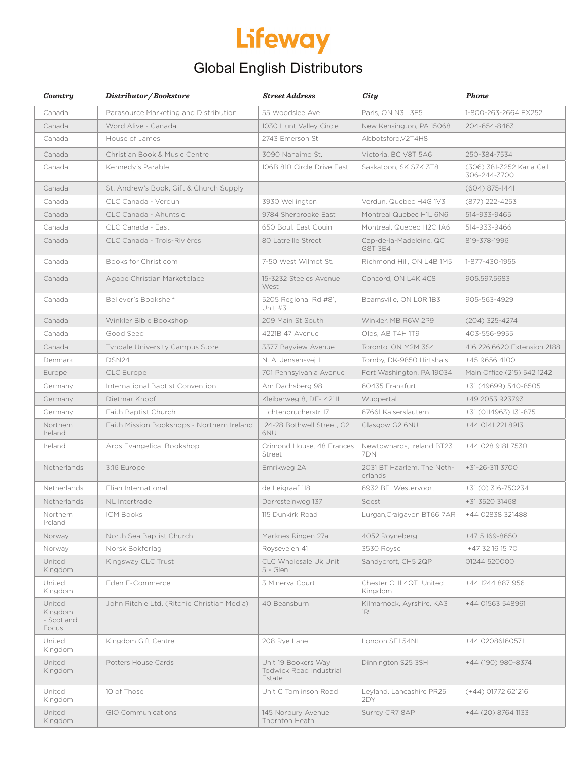# Lifeway

## Global English Distributors

| *Country* | *Distributor / Bookstore* | *Street Address* | *City* | *Phone* |
|---|---|---|---|---|
| Canada | Parasource Marketing and Distribution | 55 Woodslee Ave | Paris, ON N3L 3E5 | 1-800-263-2664 EX252 |
| Canada | Word Alive - Canada | 1030 Hunt Valley Circle | New Kensington, PA 15068 | 204-654-8463 |
| Canada | House of James | 2743 Emerson St | Abbotsford,V2T4H8 | |
| Canada | Christian Book & Music Centre | 3090 Nanaimo St. | Victoria, BC V8T 5A6 | 250-384-7534 |
| Canada | Kennedy's Parable | 106B 810 Circle Drive East | Saskatoon, SK S7K 3T8 | (306) 381-3252 Karla Cell 306-244-3700 |
| Canada | St. Andrew's Book, Gift & Church Supply | | | (604) 875-1441 |
| Canada | CLC Canada - Verdun | 3930 Wellington | Verdun, Quebec H4G 1V3 | (877) 222-4253 |
| Canada | CLC Canada - Ahuntsic | 9784 Sherbrooke East | Montreal Quebec H1L 6N6 | 514-933-9465 |
| Canada | CLC Canada - East | 650 Boul. East Gouin | Montreal, Quebec H2C 1A6 | 514-933-9466 |
| Canada | CLC Canada - Trois-Rivières | 80 Latreille Street | Cap-de-la-Madeleine, QC G8T 3E4 | 819-378-1996 |
| Canada | Books for Christ.com | 7-50 West Wilmot St. | Richmond Hill, ON L4B 1M5 | 1-877-430-1955 |
| Canada | Agape Christian Marketplace | 15-3232 Steeles Avenue West | Concord, ON L4K 4C8 | 905.597.5683 |
| Canada | Believer's Bookshelf | 5205 Regional Rd #81, Unit #3 | Beamsville, ON L0R 1B3 | 905-563-4929 |
| Canada | Winkler Bible Bookshop | 209 Main St South | Winkler, MB R6W 2P9 | (204) 325-4274 |
| Canada | Good Seed | 4221B 47 Avenue | Olds, AB T4H 1T9 | 403-556-9955 |
| Canada | Tyndale University Campus Store | 3377 Bayview Avenue | Toronto, ON M2M 3S4 | 416.226.6620 Extension 2188 |
| Denmark | DSN24 | N. A. Jensensvej 1 | Tornby, DK-9850 Hirtshals | +45 9656 4100 |
| Europe | CLC Europe | 701 Pennsylvania Avenue | Fort Washington, PA 19034 | Main Office (215) 542 1242 |
| Germany | International Baptist Convention | Am Dachsberg 98 | 60435 Frankfurt | +31 (49699) 540-8505 |
| Germany | Dietmar Knopf | Kleiberweg 8, DE- 42111 | Wuppertal | +49 2053 923793 |
| Germany | Faith Baptist Church | Lichtenbrucherstr 17 | 67661 Kaiserslautern | +31 (0114963) 131-875 |
| Northern Ireland | Faith Mission Bookshops - Northern Ireland | 24-28 Bothwell Street, G2 6NU | Glasgow G2 6NU | +44 0141 221 8913 |
| Ireland | Ards Evangelical Bookshop | Crimond House, 48 Frances Street | Newtownards, Ireland BT23 7DN | +44 028 9181 7530 |
| Netherlands | 3:16 Europe | Emrikweg 2A | 2031 BT Haarlem, The Netherlands | +31-26-311 3700 |
| Netherlands | Elian International | de Leigraaf 118 | 6932 BE Westervoort | +31 (0) 316-750234 |
| Netherlands | NL Intertrade | Dorresteinweg 137 | Soest | +31 3520 31468 |
| Northern Ireland | ICM Books | 115 Dunkirk Road | Lurgan,Craigavon BT66 7AR | +44 02838 321488 |
| Norway | North Sea Baptist Church | Marknes Ringen 27a | 4052 Royneberg | +47 5 169-8650 |
| Norway | Norsk Bokforlag | Royseveien 41 | 3530 Royse | +47 32 16 15 70 |
| United Kingdom | Kingsway CLC Trust | CLC Wholesale Uk Unit 5 - Glen | Sandycroft, CH5 2QP | 01244 520000 |
| United Kingdom | Eden E-Commerce | 3 Minerva Court | Chester CH1 4QT United Kingdom | +44 1244 887 956 |
| United Kingdom - Scotland Focus | John Ritchie Ltd. (Ritchie Christian Media) | 40 Beansburn | Kilmarnock, Ayrshire, KA3 1RL | +44 01563 548961 |
| United Kingdom | Kingdom Gift Centre | 208 Rye Lane | London SE1 54NL | +44 02086160571 |
| United Kingdom | Potters House Cards | Unit 19 Bookers Way Todwick Road Industrial Estate | Dinnington S25 3SH | +44 (190) 980-8374 |
| United Kingdom | 10 of Those | Unit C Tomlinson Road | Leyland, Lancashire PR25 2DY | (+44) 01772 621216 |
| United Kingdom | GIO Communications | 145 Norbury Avenue Thornton Heath | Surrey CR7 8AP | +44 (20) 8764 1133 |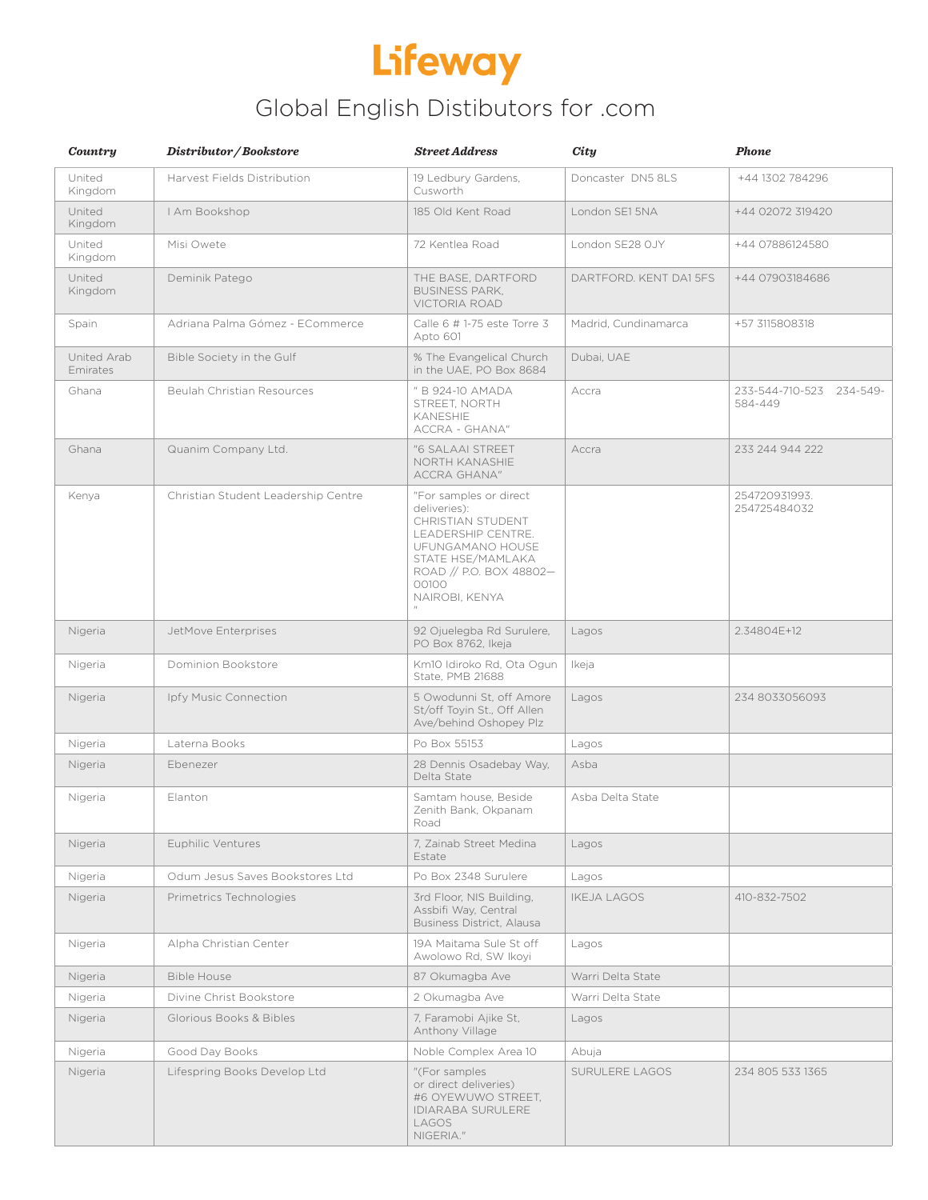# Lifeway

## Global English Distibutors for .com

| *Country* | *Distributor / Bookstore* | *Street Address* | *City* | *Phone* |
|---|---|---|---|---|
| United Kingdom | Harvest Fields Distribution | 19 Ledbury Gardens, Cusworth | Doncaster DN5 8LS | +44 1302 784296 |
| United Kingdom | I Am Bookshop | 185 Old Kent Road | London SE1 5NA | +44 02072 319420 |
| United Kingdom | Misi Owete | 72 Kentlea Road | London SE28 0JY | +44 07886124580 |
| United Kingdom | Deminik Patego | THE BASE, DARTFORD BUSINESS PARK, VICTORIA ROAD | DARTFORD. KENT DA1 5FS | +44 07903184686 |
| Spain | Adriana Palma Gómez - ECommerce | Calle 6 # 1-75 este Torre 3 Apto 601 | Madrid, Cundinamarca | +57 3115808318 |
| United Arab Emirates | Bible Society in the Gulf | % The Evangelical Church in the UAE, PO Box 8684 | Dubai, UAE | |
| Ghana | Beulah Christian Resources | " B 924-10 AMADA STREET, NORTH KANESHIE ACCRA - GHANA" | Accra | 233-544-710-523 234-549-584-449 |
| Ghana | Quanim Company Ltd. | "6 SALAAI STREET NORTH KANASHIE ACCRA GHANA" | Accra | 233 244 944 222 |
| Kenya | Christian Student Leadership Centre | "For samples or direct deliveries): CHRISTIAN STUDENT LEADERSHIP CENTRE. UFUNGAMANO HOUSE STATE HSE/MAMLAKA ROAD // P.O. BOX 48802—00100 NAIROBI, KENYA " | | 254720931993. 254725484032 |
| Nigeria | JetMove Enterprises | 92 Ojuelegba Rd Surulere, PO Box 8762, Ikeja | Lagos | 2.34804E+12 |
| Nigeria | Dominion Bookstore | Km10 Idiroko Rd, Ota Ogun State, PMB 21688 | Ikeja | |
| Nigeria | Ipfy Music Connection | 5 Owodunni St, off Amore St/off Toyin St., Off Allen Ave/behind Oshopey Plz | Lagos | 234 8033056093 |
| Nigeria | Laterna Books | Po Box 55153 | Lagos | |
| Nigeria | Ebenezer | 28 Dennis Osadebay Way, Delta State | Asba | |
| Nigeria | Elanton | Samtam house, Beside Zenith Bank, Okpanam Road | Asba Delta State | |
| Nigeria | Euphilic Ventures | 7, Zainab Street Medina Estate | Lagos | |
| Nigeria | Odum Jesus Saves Bookstores Ltd | Po Box 2348 Surulere | Lagos | |
| Nigeria | Primetrics Technologies | 3rd Floor, NIS Building, Assbifi Way, Central Business District, Alausa | IKEJA LAGOS | 410-832-7502 |
| Nigeria | Alpha Christian Center | 19A Maitama Sule St off Awolowo Rd, SW Ikoyi | Lagos | |
| Nigeria | Bible House | 87 Okumagba Ave | Warri Delta State | |
| Nigeria | Divine Christ Bookstore | 2 Okumagba Ave | Warri Delta State | |
| Nigeria | Glorious Books & Bibles | 7, Faramobi Ajike St, Anthony Village | Lagos | |
| Nigeria | Good Day Books | Noble Complex Area 10 | Abuja | |
| Nigeria | Lifespring Books Develop Ltd | "(For samples or direct deliveries) #6 OYEWUWO STREET, IDIARABA SURULERE LAGOS NIGERIA." | SURULERE LAGOS | 234 805 533 1365 |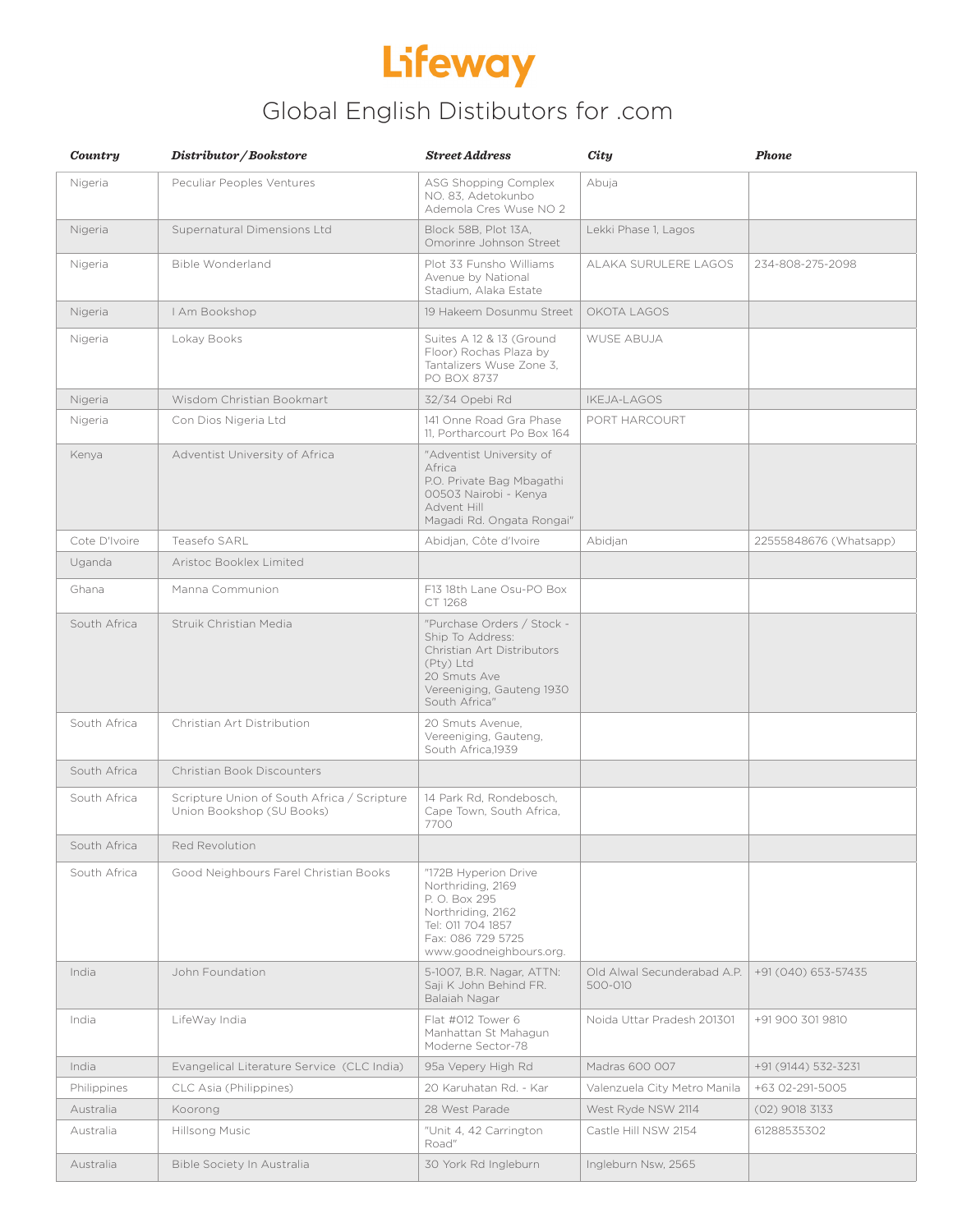# Lifeway

## Global English Distibutors for .com

| *Country* | *Distributor / Bookstore* | *Street Address* | *City* | *Phone* |
|---|---|---|---|---|
| Nigeria | Peculiar Peoples Ventures | ASG Shopping Complex NO. 83, Adetokunbo Ademola Cres Wuse NO 2 | Abuja | |
| Nigeria | Supernatural Dimensions Ltd | Block 58B, Plot 13A, Omorinre Johnson Street | Lekki Phase 1, Lagos | |
| Nigeria | Bible Wonderland | Plot 33 Funsho Williams Avenue by National Stadium, Alaka Estate | ALAKA SURULERE LAGOS | 234-808-275-2098 |
| Nigeria | I Am Bookshop | 19 Hakeem Dosunmu Street | OKOTA LAGOS | |
| Nigeria | Lokay Books | Suites A 12 & 13 (Ground Floor) Rochas Plaza by Tantalizers Wuse Zone 3, PO BOX 8737 | WUSE ABUJA | |
| Nigeria | Wisdom Christian Bookmart | 32/34 Opebi Rd | IKEJA-LAGOS | |
| Nigeria | Con Dios Nigeria Ltd | 141 Onne Road Gra Phase 11, Portharcourt Po Box 164 | PORT HARCOURT | |
| Kenya | Adventist University of Africa | "Adventist University of Africa P.O. Private Bag Mbagathi 00503 Nairobi - Kenya Advent Hill Magadi Rd. Ongata Rongai" | | |
| Cote D'Ivoire | Teasefo SARL | Abidjan, Côte d'Ivoire | Abidjan | 22555848676 (Whatsapp) |
| Uganda | Aristoc Booklex Limited | | | |
| Ghana | Manna Communion | F13 18th Lane Osu-PO Box CT 1268 | | |
| South Africa | Struik Christian Media | "Purchase Orders / Stock - Ship To Address: Christian Art Distributors (Pty) Ltd 20 Smuts Ave Vereeniging, Gauteng 1930 South Africa" | | |
| South Africa | Christian Art Distribution | 20 Smuts Avenue, Vereeniging, Gauteng, South Africa,1939 | | |
| South Africa | Christian Book Discounters | | | |
| South Africa | Scripture Union of South Africa / Scripture Union Bookshop (SU Books) | 14 Park Rd, Rondebosch, Cape Town, South Africa, 7700 | | |
| South Africa | Red Revolution | | | |
| South Africa | Good Neighbours Farel Christian Books | "172B Hyperion Drive Northriding, 2169 P. O. Box 295 Northriding, 2162 Tel: 011 704 1857 Fax: 086 729 5725 www.goodneighbours.org. | | |
| India | John Foundation | 5-1007, B.R. Nagar, ATTN: Saji K John Behind FR. Balaiah Nagar | Old Alwal Secunderabad A.P. 500-010 | +91 (040) 653-57435 |
| India | LifeWay India | Flat #012 Tower 6 Manhattan St Mahagun Moderne Sector-78 | Noida Uttar Pradesh 201301 | +91 900 301 9810 |
| India | Evangelical Literature Service (CLC India) | 95a Vepery High Rd | Madras 600 007 | +91 (9144) 532-3231 |
| Philippines | CLC Asia (Philippines) | 20 Karuhatan Rd. - Kar | Valenzuela City Metro Manila | +63 02-291-5005 |
| Australia | Koorong | 28 West Parade | West Ryde NSW 2114 | (02) 9018 3133 |
| Australia | Hillsong Music | "Unit 4, 42 Carrington Road" | Castle Hill NSW 2154 | 61288535302 |
| Australia | Bible Society In Australia | 30 York Rd Ingleburn | Ingleburn Nsw, 2565 | |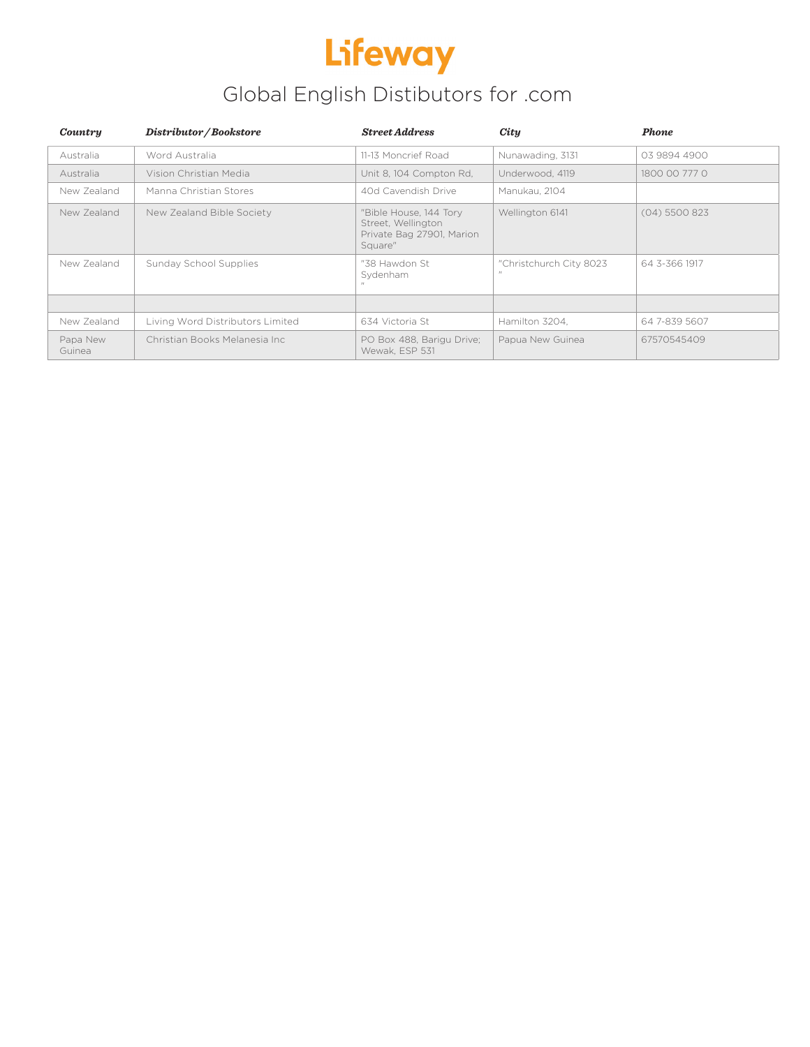# Lifeway

## Global English Distibutors for .com

| *Country* | *Distributor / Bookstore* | *Street Address* | *City* | *Phone* |
|---|---|---|---|---|
| Australia | Word Australia | 11-13 Moncrief Road | Nunawading, 3131 | 03 9894 4900 |
| Australia | Vision Christian Media | Unit 8, 104 Compton Rd, | Underwood, 4119 | 1800 00 777 0 |
| New Zealand | Manna Christian Stores | 40d Cavendish Drive | Manukau, 2104 | |
| New Zealand | New Zealand Bible Society | "Bible House, 144 Tory Street, Wellington Private Bag 27901, Marion Square" | Wellington 6141 | (04) 5500 823 |
| New Zealand | Sunday School Supplies | "38 Hawdon St Sydenham " | "Christchurch City 8023 " | 64 3-366 1917 |
| | | | | |
| New Zealand | Living Word Distributors Limited | 634 Victoria St | Hamilton 3204, | 64 7-839 5607 |
| Papa New Guinea | Christian Books Melanesia Inc | PO Box 488, Barigu Drive; Wewak, ESP 531 | Papua New Guinea | 67570545409 |